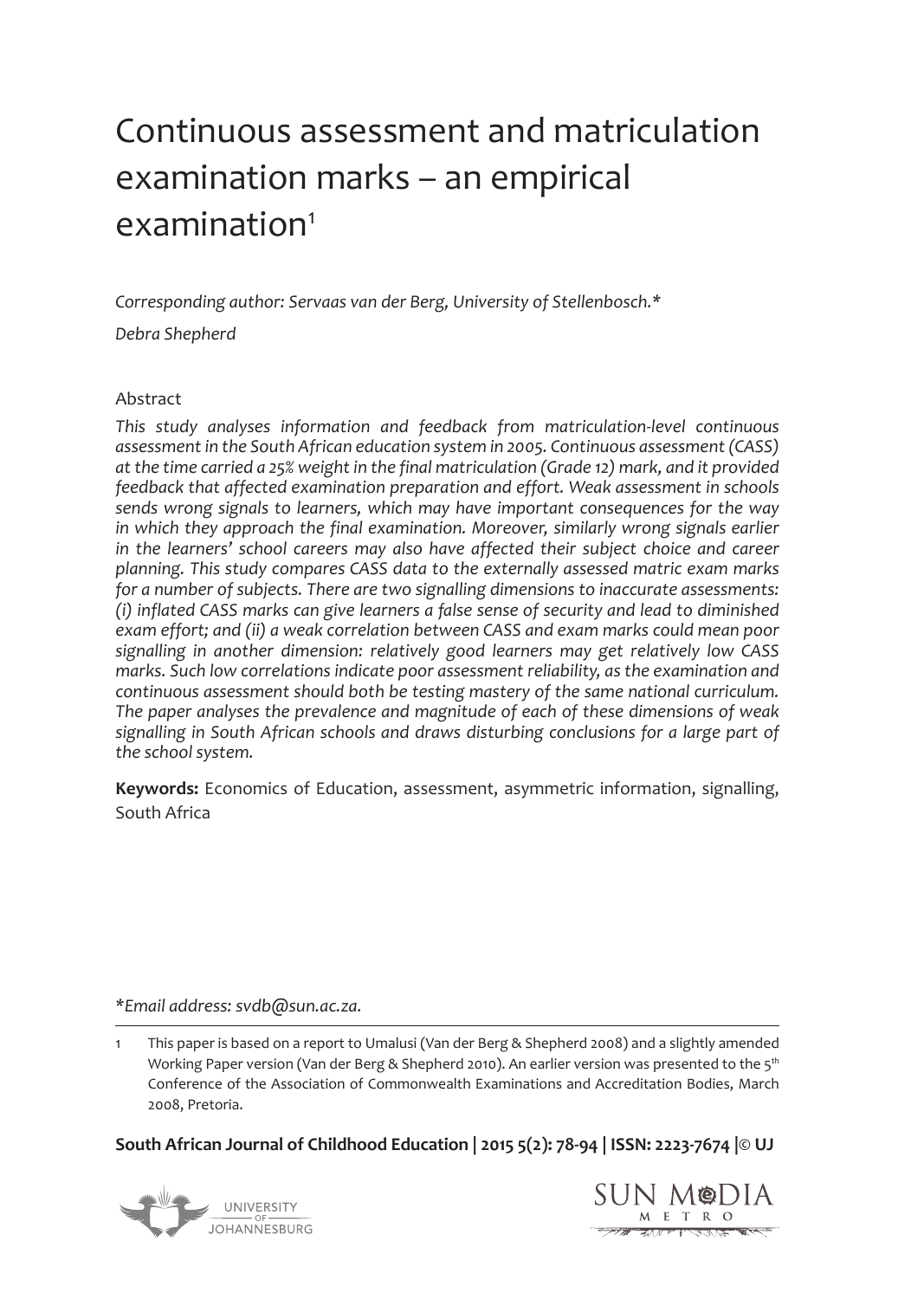# Continuous assessment and matriculation examination marks – an empirical examination[1]

*Corresponding author: Servaas van der Berg, University of Stellenbosch.**

*Debra Shepherd*

## Abstract

*This study analyses information and feedback from matriculation-level continuous assessment in the South African education system in 2005. Continuous assessment (CASS) at the time carried a 25% weight in the final matriculation (Grade 12) mark, and it provided feedback that affected examination preparation and effort. Weak assessment in schools sends wrong signals to learners, which may have important consequences for the way in which they approach the final examination. Moreover, similarly wrong signals earlier in the learners' school careers may also have affected their subject choice and career planning. This study compares CASS data to the externally assessed matric exam marks for a number of subjects. There are two signalling dimensions to inaccurate assessments: (i) inflated CASS marks can give learners a false sense of security and lead to diminished exam effort; and (ii) a weak correlation between CASS and exam marks could mean poor signalling in another dimension: relatively good learners may get relatively low CASS marks. Such low correlations indicate poor assessment reliability, as the examination and continuous assessment should both be testing mastery of the same national curriculum. The paper analyses the prevalence and magnitude of each of these dimensions of weak signalling in South African schools and draws disturbing conclusions for a large part of the school system.*

**Keywords:** Economics of Education, assessment, asymmetric information, signalling, South Africa

**Email address: svdb@sun.ac.za.*

1 This paper is based on a report to Umalusi (Van der Berg & Shepherd 2008) and a slightly amended Working Paper version (Van der Berg & Shepherd 2010). An earlier version was presented to the 5th Conference of the Association of Commonwealth Examinations and Accreditation Bodies, March 2008, Pretoria.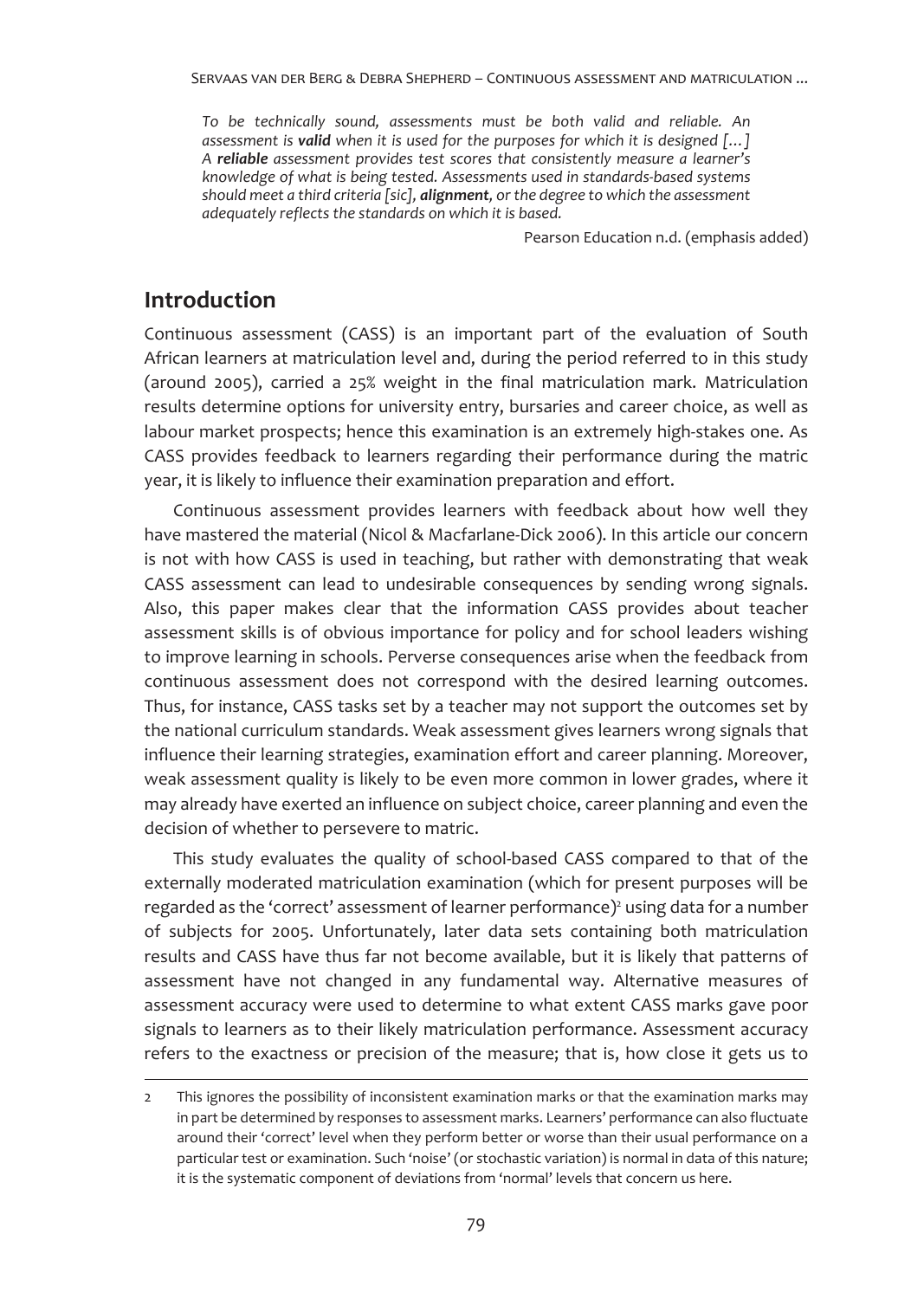*To be technically sound, assessments must be both valid and reliable. An assessment is **valid** when it is used for the purposes for which it is designed […] A **reliable** assessment provides test scores that consistently measure a learner's knowledge of what is being tested. Assessments used in standards-based systems should meet a third criteria [sic], **alignment**, or the degree to which the assessment adequately reflects the standards on which it is based.*

Pearson Education n.d. (emphasis added)

## Introduction

Continuous assessment (CASS) is an important part of the evaluation of South African learners at matriculation level and, during the period referred to in this study (around 2005), carried a 25% weight in the final matriculation mark. Matriculation results determine options for university entry, bursaries and career choice, as well as labour market prospects; hence this examination is an extremely high-stakes one. As CASS provides feedback to learners regarding their performance during the matric year, it is likely to influence their examination preparation and effort.

Continuous assessment provides learners with feedback about how well they have mastered the material (Nicol & Macfarlane-Dick 2006). In this article our concern is not with how CASS is used in teaching, but rather with demonstrating that weak CASS assessment can lead to undesirable consequences by sending wrong signals. Also, this paper makes clear that the information CASS provides about teacher assessment skills is of obvious importance for policy and for school leaders wishing to improve learning in schools. Perverse consequences arise when the feedback from continuous assessment does not correspond with the desired learning outcomes. Thus, for instance, CASS tasks set by a teacher may not support the outcomes set by the national curriculum standards. Weak assessment gives learners wrong signals that influence their learning strategies, examination effort and career planning. Moreover, weak assessment quality is likely to be even more common in lower grades, where it may already have exerted an influence on subject choice, career planning and even the decision of whether to persevere to matric.

This study evaluates the quality of school-based CASS compared to that of the externally moderated matriculation examination (which for present purposes will be regarded as the 'correct' assessment of learner performance)[2] using data for a number of subjects for 2005. Unfortunately, later data sets containing both matriculation results and CASS have thus far not become available, but it is likely that patterns of assessment have not changed in any fundamental way. Alternative measures of assessment accuracy were used to determine to what extent CASS marks gave poor signals to learners as to their likely matriculation performance. Assessment accuracy refers to the exactness or precision of the measure; that is, how close it gets us to

---

2 This ignores the possibility of inconsistent examination marks or that the examination marks may in part be determined by responses to assessment marks. Learners' performance can also fluctuate around their 'correct' level when they perform better or worse than their usual performance on a particular test or examination. Such 'noise' (or stochastic variation) is normal in data of this nature; it is the systematic component of deviations from 'normal' levels that concern us here.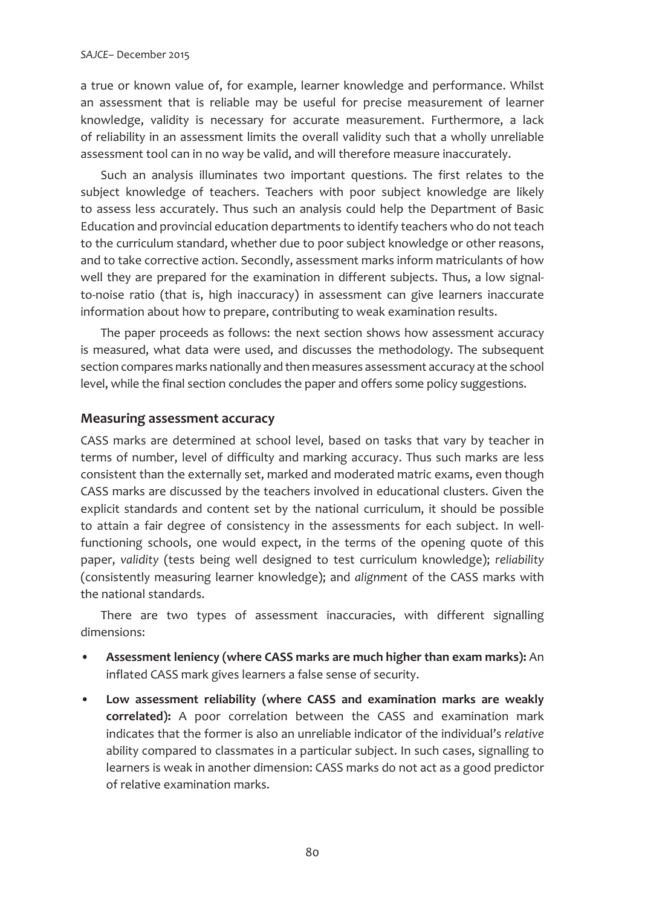a true or known value of, for example, learner knowledge and performance. Whilst an assessment that is reliable may be useful for precise measurement of learner knowledge, validity is necessary for accurate measurement. Furthermore, a lack of reliability in an assessment limits the overall validity such that a wholly unreliable assessment tool can in no way be valid, and will therefore measure inaccurately.

Such an analysis illuminates two important questions. The first relates to the subject knowledge of teachers. Teachers with poor subject knowledge are likely to assess less accurately. Thus such an analysis could help the Department of Basic Education and provincial education departments to identify teachers who do not teach to the curriculum standard, whether due to poor subject knowledge or other reasons, and to take corrective action. Secondly, assessment marks inform matriculants of how well they are prepared for the examination in different subjects. Thus, a low signal-to-noise ratio (that is, high inaccuracy) in assessment can give learners inaccurate information about how to prepare, contributing to weak examination results.

The paper proceeds as follows: the next section shows how assessment accuracy is measured, what data were used, and discusses the methodology. The subsequent section compares marks nationally and then measures assessment accuracy at the school level, while the final section concludes the paper and offers some policy suggestions.

## Measuring assessment accuracy

CASS marks are determined at school level, based on tasks that vary by teacher in terms of number, level of difficulty and marking accuracy. Thus such marks are less consistent than the externally set, marked and moderated matric exams, even though CASS marks are discussed by the teachers involved in educational clusters. Given the explicit standards and content set by the national curriculum, it should be possible to attain a fair degree of consistency in the assessments for each subject. In well-functioning schools, one would expect, in the terms of the opening quote of this paper, *validity* (tests being well designed to test curriculum knowledge); *reliability* (consistently measuring learner knowledge); and *alignment* of the CASS marks with the national standards.

There are two types of assessment inaccuracies, with different signalling dimensions:

- **Assessment leniency (where CASS marks are much higher than exam marks):** An inflated CASS mark gives learners a false sense of security.
- **Low assessment reliability (where CASS and examination marks are weakly correlated):** A poor correlation between the CASS and examination mark indicates that the former is also an unreliable indicator of the individual's *relative* ability compared to classmates in a particular subject. In such cases, signalling to learners is weak in another dimension: CASS marks do not act as a good predictor of relative examination marks.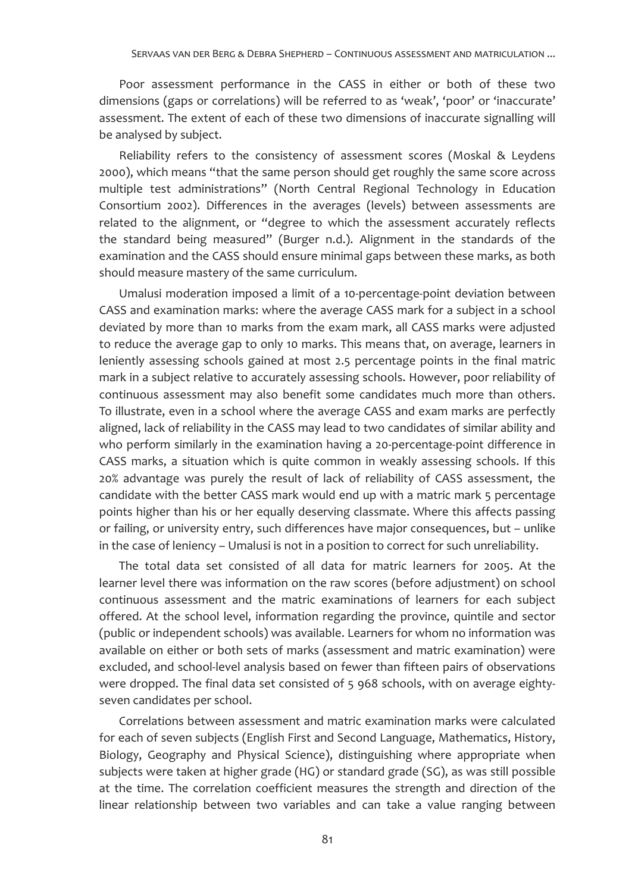Poor assessment performance in the CASS in either or both of these two dimensions (gaps or correlations) will be referred to as 'weak', 'poor' or 'inaccurate' assessment. The extent of each of these two dimensions of inaccurate signalling will be analysed by subject.

Reliability refers to the consistency of assessment scores (Moskal & Leydens 2000), which means "that the same person should get roughly the same score across multiple test administrations" (North Central Regional Technology in Education Consortium 2002). Differences in the averages (levels) between assessments are related to the alignment, or "degree to which the assessment accurately reflects the standard being measured" (Burger n.d.). Alignment in the standards of the examination and the CASS should ensure minimal gaps between these marks, as both should measure mastery of the same curriculum.

Umalusi moderation imposed a limit of a 10-percentage-point deviation between CASS and examination marks: where the average CASS mark for a subject in a school deviated by more than 10 marks from the exam mark, all CASS marks were adjusted to reduce the average gap to only 10 marks. This means that, on average, learners in leniently assessing schools gained at most 2.5 percentage points in the final matric mark in a subject relative to accurately assessing schools. However, poor reliability of continuous assessment may also benefit some candidates much more than others. To illustrate, even in a school where the average CASS and exam marks are perfectly aligned, lack of reliability in the CASS may lead to two candidates of similar ability and who perform similarly in the examination having a 20-percentage-point difference in CASS marks, a situation which is quite common in weakly assessing schools. If this 20% advantage was purely the result of lack of reliability of CASS assessment, the candidate with the better CASS mark would end up with a matric mark 5 percentage points higher than his or her equally deserving classmate. Where this affects passing or failing, or university entry, such differences have major consequences, but – unlike in the case of leniency – Umalusi is not in a position to correct for such unreliability.

The total data set consisted of all data for matric learners for 2005. At the learner level there was information on the raw scores (before adjustment) on school continuous assessment and the matric examinations of learners for each subject offered. At the school level, information regarding the province, quintile and sector (public or independent schools) was available. Learners for whom no information was available on either or both sets of marks (assessment and matric examination) were excluded, and school-level analysis based on fewer than fifteen pairs of observations were dropped. The final data set consisted of 5 968 schools, with on average eighty-seven candidates per school.

Correlations between assessment and matric examination marks were calculated for each of seven subjects (English First and Second Language, Mathematics, History, Biology, Geography and Physical Science), distinguishing where appropriate when subjects were taken at higher grade (HG) or standard grade (SG), as was still possible at the time. The correlation coefficient measures the strength and direction of the linear relationship between two variables and can take a value ranging between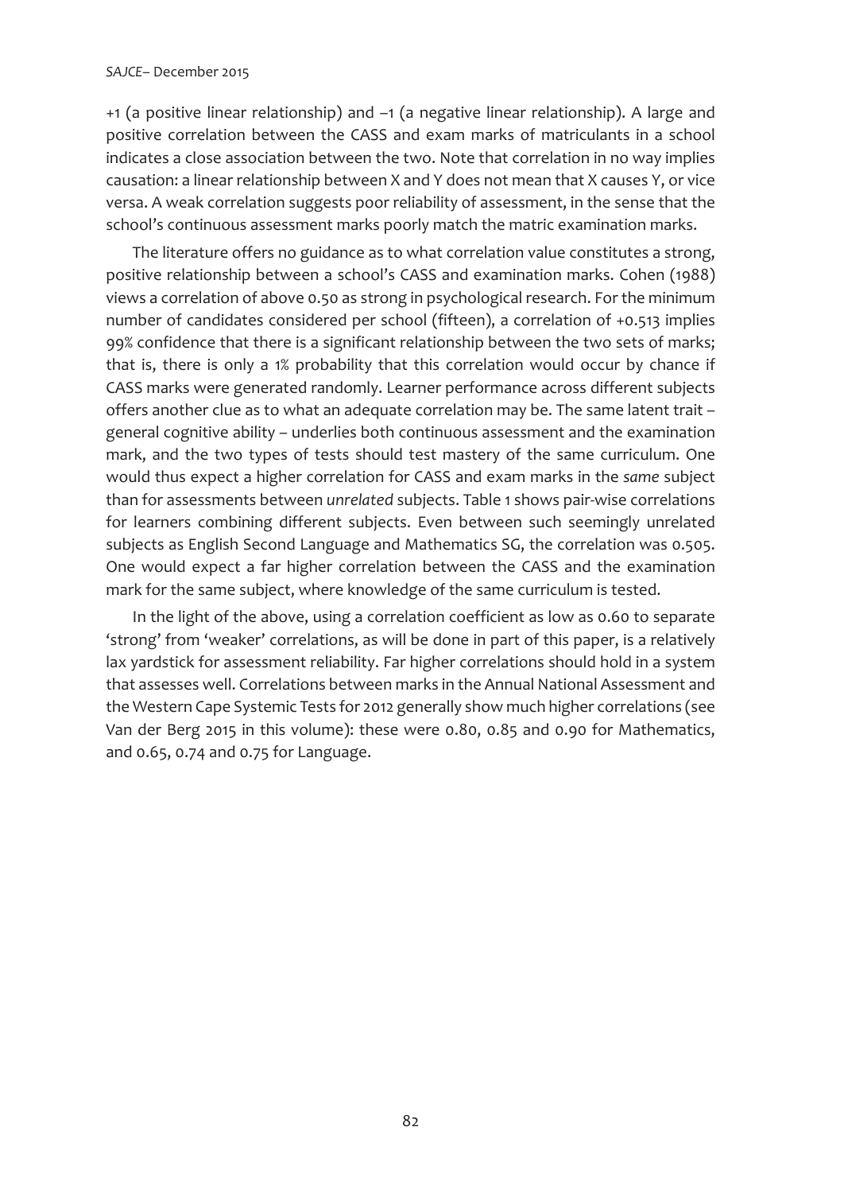+1 (a positive linear relationship) and –1 (a negative linear relationship). A large and positive correlation between the CASS and exam marks of matriculants in a school indicates a close association between the two. Note that correlation in no way implies causation: a linear relationship between X and Y does not mean that X causes Y, or vice versa. A weak correlation suggests poor reliability of assessment, in the sense that the school's continuous assessment marks poorly match the matric examination marks.

The literature offers no guidance as to what correlation value constitutes a strong, positive relationship between a school's CASS and examination marks. Cohen (1988) views a correlation of above 0.50 as strong in psychological research. For the minimum number of candidates considered per school (fifteen), a correlation of +0.513 implies 99% confidence that there is a significant relationship between the two sets of marks; that is, there is only a 1% probability that this correlation would occur by chance if CASS marks were generated randomly. Learner performance across different subjects offers another clue as to what an adequate correlation may be. The same latent trait – general cognitive ability – underlies both continuous assessment and the examination mark, and the two types of tests should test mastery of the same curriculum. One would thus expect a higher correlation for CASS and exam marks in the *same* subject than for assessments between *unrelated* subjects. Table 1 shows pair-wise correlations for learners combining different subjects. Even between such seemingly unrelated subjects as English Second Language and Mathematics SG, the correlation was 0.505. One would expect a far higher correlation between the CASS and the examination mark for the same subject, where knowledge of the same curriculum is tested.

In the light of the above, using a correlation coefficient as low as 0.60 to separate 'strong' from 'weaker' correlations, as will be done in part of this paper, is a relatively lax yardstick for assessment reliability. Far higher correlations should hold in a system that assesses well. Correlations between marks in the Annual National Assessment and the Western Cape Systemic Tests for 2012 generally show much higher correlations (see Van der Berg 2015 in this volume): these were 0.80, 0.85 and 0.90 for Mathematics, and 0.65, 0.74 and 0.75 for Language.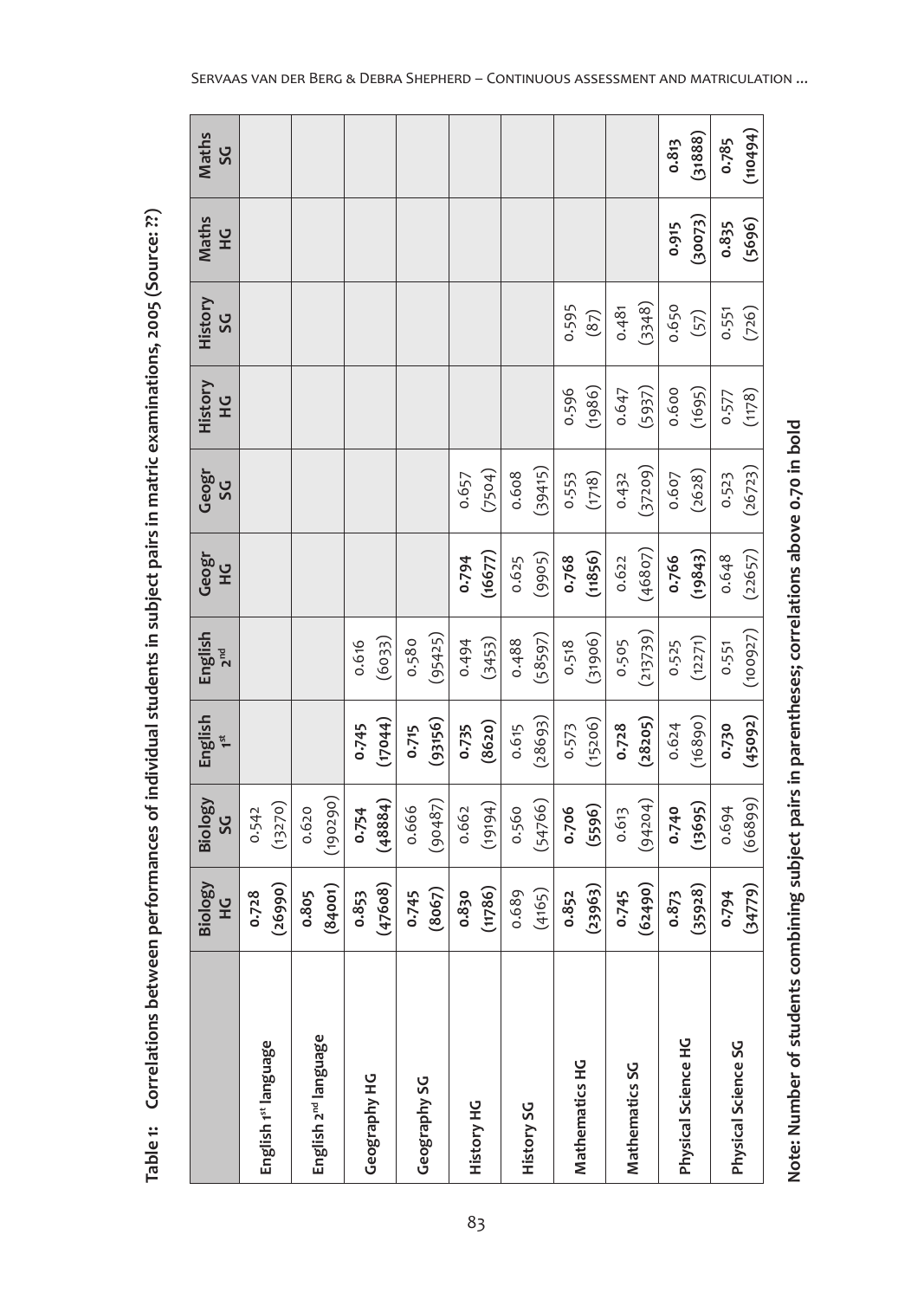**Table 1: Correlations between performances of individual students in subject pairs in matric examinations, 2005 (Source: ??)**

| | Biology HG | Biology SG | English 1[st] | English 2[nd] | Geogr HG | Geogr SG | History HG | History SG | Maths HG | Maths SG |
|---|---|---|---|---|---|---|---|---|---|---|
| English 1[st] language | **0.728** **(26990)** | 0.542 (13270) | | | | | | | | |
| English 2[nd] language | **0.805** **(84001)** | 0.620 (190290) | | | | | | | | |
| Geography HG | **0.853** **(47608)** | **0.754** **(48884)** | **0.745** **(17044)** | 0.616 (6033) | | | | | | |
| Geography SG | **0.745** **(8067)** | 0.666 (90487) | **0.715** **(93156)** | 0.580 (95425) | | | | | | |
| History HG | **0.830** **(11786)** | 0.662 (19194) | **0.735** **(8620)** | 0.494 (3453) | **0.794** **(16677)** | 0.657 (7504) | | | | |
| History SG | 0.689 (4165) | 0.560 (54766) | 0.615 (28693) | 0.488 (58597) | 0.625 (9905) | 0.608 (39415) | | | | |
| Mathematics HG | **0.852** **(23963)** | **0.706** **(5596)** | 0.573 (15206) | 0.518 (31906) | **0.768** **(11856)** | 0.553 (1718) | 0.596 (1986) | 0.595 (87) | | |
| Mathematics SG | **0.745** **(62490)** | 0.613 (94204) | **0.728** **(28205)** | 0.505 (213739) | 0.622 (46807) | 0.432 (37209) | 0.647 (5937) | 0.481 (3348) | | |
| Physical Science HG | **0.873** **(35928)** | **0.740** **(13695)** | 0.624 (16890) | 0.525 (12271) | **0.766** **(19843)** | 0.607 (2628) | 0.600 (1695) | 0.650 (57) | **0.915** **(30073)** | **0.813** **(31888)** |
| Physical Science SG | **0.794** **(34779)** | 0.694 (66899) | **0.730** **(45092)** | 0.551 (100927) | 0.648 (22657) | 0.523 (26723) | 0.577 (1178) | 0.551 (726) | **0.835** **(5696)** | **0.785** **(110494)** |

**Note: Number of students combining subject pairs in parentheses; correlations above 0.70 in bold**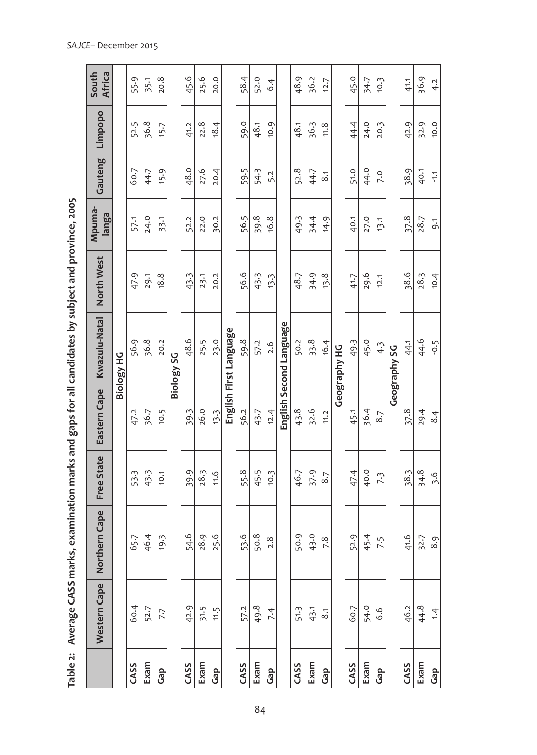**Table 2: Average CASS marks, examination marks and gaps for all candidates by subject and province, 2005**

| | Western Cape | Northern Cape | Free State | Eastern Cape | Kwazulu-Natal | North West | Mpumalanga | Gauteng | Limpopo | South Africa |
|---|---|---|---|---|---|---|---|---|---|---|
| **Biology HG** | | | | | | | | | | |
| CASS | 60.4 | 65.7 | 53.3 | 47.2 | 56.9 | 47.9 | 57.1 | 60.7 | 52.5 | 55.9 |
| Exam | 52.7 | 46.4 | 43.3 | 36.7 | 36.8 | 29.1 | 24.0 | 44.7 | 36.8 | 35.1 |
| Gap | 7.7 | 19.3 | 10.1 | 10.5 | 20.2 | 18.8 | 33.1 | 15.9 | 15.7 | 20.8 |
| **Biology SG** | | | | | | | | | | |
| CASS | 42.9 | 54.6 | 39.9 | 39.3 | 48.6 | 43.3 | 52.2 | 48.0 | 41.2 | 45.6 |
| Exam | 31.5 | 28.9 | 28.3 | 26.0 | 25.5 | 23.1 | 22.0 | 27.6 | 22.8 | 25.6 |
| Gap | 11.5 | 25.6 | 11.6 | 13.3 | 23.0 | 20.2 | 30.2 | 20.4 | 18.4 | 20.0 |
| **English First Language** | | | | | | | | | | |
| CASS | 57.2 | 53.6 | 55.8 | 56.2 | 59.8 | 56.6 | 56.5 | 59.5 | 59.0 | 58.4 |
| Exam | 49.8 | 50.8 | 45.5 | 43.7 | 57.2 | 43.3 | 39.8 | 54.3 | 48.1 | 52.0 |
| Gap | 7.4 | 2.8 | 10.3 | 12.4 | 2.6 | 13.3 | 16.8 | 5.2 | 10.9 | 6.4 |
| **English Second Language** | | | | | | | | | | |
| CASS | 51.3 | 50.9 | 46.7 | 43.8 | 50.2 | 48.7 | 49.3 | 52.8 | 48.1 | 48.9 |
| Exam | 43.1 | 43.0 | 37.9 | 32.6 | 33.8 | 34.9 | 34.4 | 44.7 | 36.3 | 36.2 |
| Gap | 8.1 | 7.8 | 8.7 | 11.2 | 16.4 | 13.8 | 14.9 | 8.1 | 11.8 | 12.7 |
| **Geography HG** | | | | | | | | | | |
| CASS | 60.7 | 52.9 | 47.4 | 45.1 | 49.3 | 41.7 | 40.1 | 51.0 | 44.4 | 45.0 |
| Exam | 54.0 | 45.4 | 40.0 | 36.4 | 45.0 | 29.6 | 27.0 | 44.0 | 24.0 | 34.7 |
| Gap | 6.6 | 7.5 | 7.3 | 8.7 | 4.3 | 12.1 | 13.1 | 7.0 | 20.3 | 10.3 |
| **Geography SG** | | | | | | | | | | |
| CASS | 46.2 | 41.6 | 38.3 | 37.8 | 44.1 | 38.6 | 37.8 | 38.9 | 42.9 | 41.1 |
| Exam | 44.8 | 32.7 | 34.8 | 29.4 | 44.6 | 28.3 | 28.7 | 40.1 | 32.9 | 36.9 |
| Gap | 1.4 | 8.9 | 3.6 | 8.4 | -0.5 | 10.4 | 9.1 | -1.1 | 10.0 | 4.2 |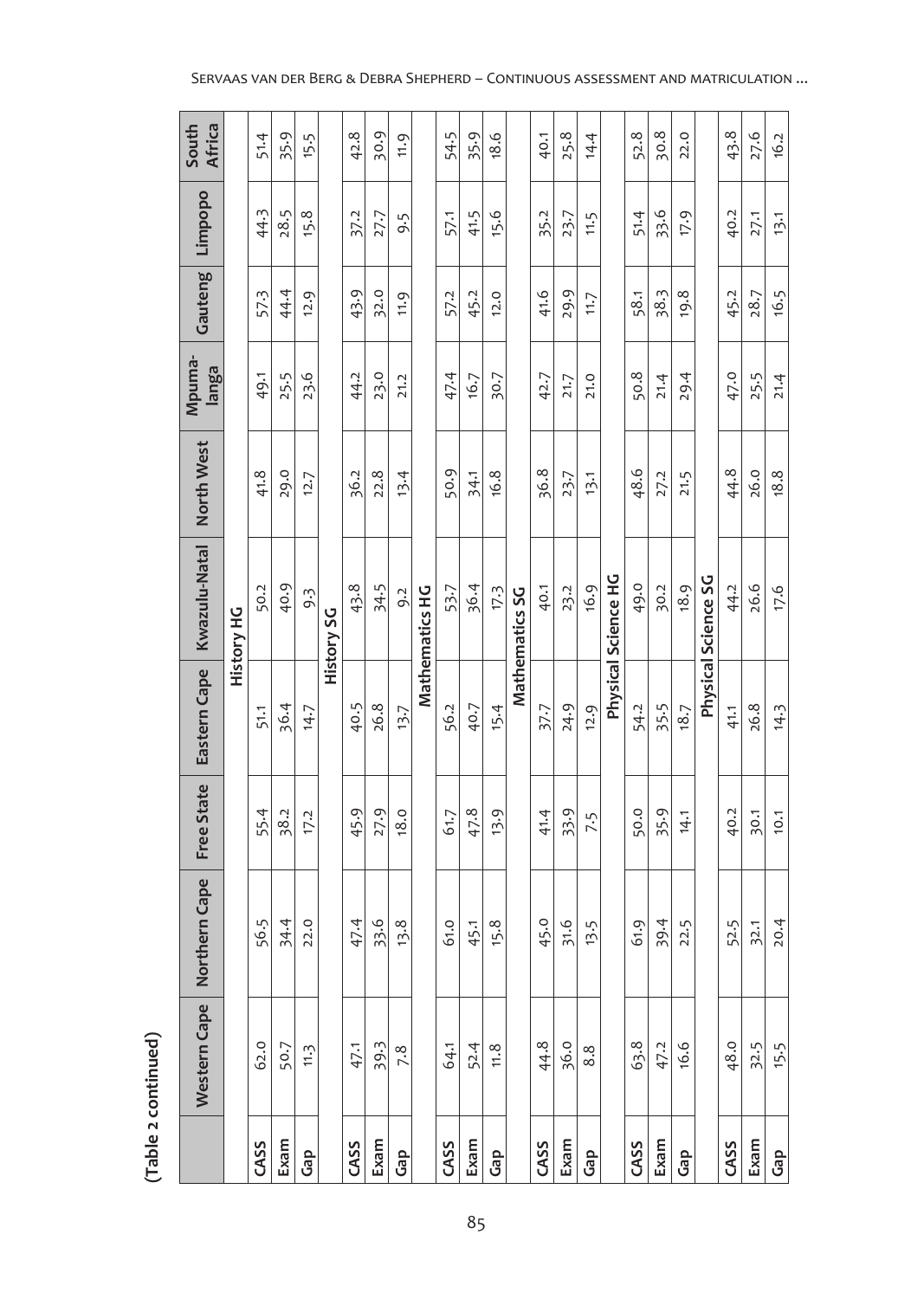(Table 2 continued)

| | Western Cape | Northern Cape | Free State | Eastern Cape | Kwazulu-Natal | North West | Mpuma-langa | Gauteng | Limpopo | South Africa |
|---|---|---|---|---|---|---|---|---|---|---|
| | | | | | **History HG** | | | | | |
| CASS | 62.0 | 56.5 | 55.4 | 51.1 | 50.2 | 41.8 | 49.1 | 57.3 | 44.3 | 51.4 |
| Exam | 50.7 | 34.4 | 38.2 | 36.4 | 40.9 | 29.0 | 25.5 | 44.4 | 28.5 | 35.9 |
| Gap | 11.3 | 22.0 | 17.2 | 14.7 | 9.3 | 12.7 | 23.6 | 12.9 | 15.8 | 15.5 |
| | | | | | **History SG** | | | | | |
| CASS | 47.1 | 47.4 | 45.9 | 40.5 | 43.8 | 36.2 | 44.2 | 43.9 | 37.2 | 42.8 |
| Exam | 39.3 | 33.6 | 27.9 | 26.8 | 34.5 | 22.8 | 23.0 | 32.0 | 27.7 | 30.9 |
| Gap | 7.8 | 13.8 | 18.0 | 13.7 | 9.2 | 13.4 | 21.2 | 11.9 | 9.5 | 11.9 |
| | | | | | **Mathematics HG** | | | | | |
| CASS | 64.1 | 61.0 | 61.7 | 56.2 | 53.7 | 50.9 | 47.4 | 57.2 | 57.1 | 54.5 |
| Exam | 52.4 | 45.1 | 47.8 | 40.7 | 36.4 | 34.1 | 16.7 | 45.2 | 41.5 | 35.9 |
| Gap | 11.8 | 15.8 | 13.9 | 15.4 | 17.3 | 16.8 | 30.7 | 12.0 | 15.6 | 18.6 |
| | | | | | **Mathematics SG** | | | | | |
| CASS | 44.8 | 45.0 | 41.4 | 37.7 | 40.1 | 36.8 | 42.7 | 41.6 | 35.2 | 40.1 |
| Exam | 36.0 | 31.6 | 33.9 | 24.9 | 23.2 | 23.7 | 21.7 | 29.9 | 23.7 | 25.8 |
| Gap | 8.8 | 13.5 | 7.5 | 12.9 | 16.9 | 13.1 | 21.0 | 11.7 | 11.5 | 14.4 |
| | | | | | **Physical Science HG** | | | | | |
| CASS | 63.8 | 61.9 | 50.0 | 54.2 | 49.0 | 48.6 | 50.8 | 58.1 | 51.4 | 52.8 |
| Exam | 47.2 | 39.4 | 35.9 | 35.5 | 30.2 | 27.2 | 21.4 | 38.3 | 33.6 | 30.8 |
| Gap | 16.6 | 22.5 | 14.1 | 18.7 | 18.9 | 21.5 | 29.4 | 19.8 | 17.9 | 22.0 |
| | | | | | **Physical Science SG** | | | | | |
| CASS | 48.0 | 52.5 | 40.2 | 41.1 | 44.2 | 44.8 | 47.0 | 45.2 | 40.2 | 43.8 |
| Exam | 32.5 | 32.1 | 30.1 | 26.8 | 26.6 | 26.0 | 25.5 | 28.7 | 27.1 | 27.6 |
| Gap | 15.5 | 20.4 | 10.1 | 14.3 | 17.6 | 18.8 | 21.4 | 16.5 | 13.1 | 16.2 |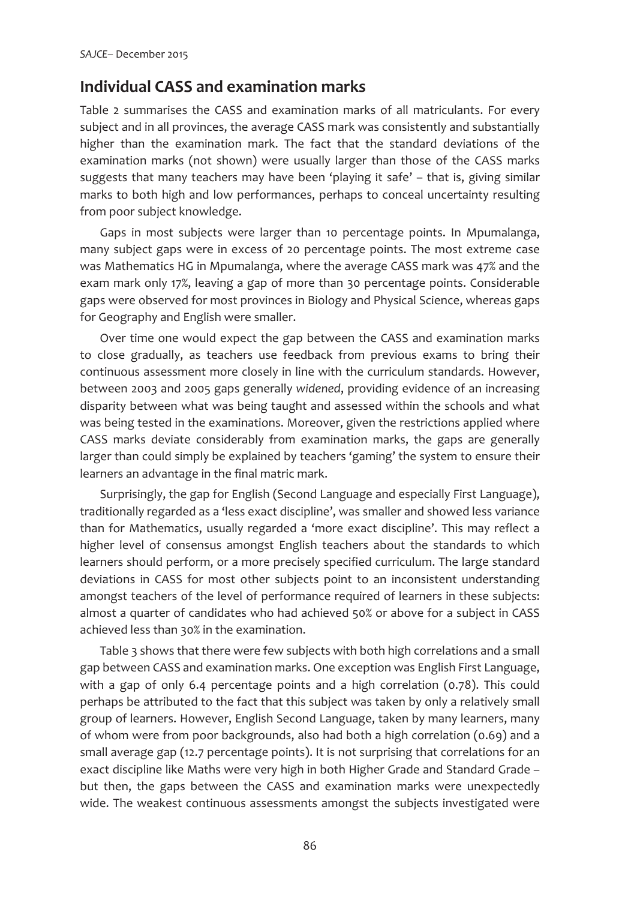## Individual CASS and examination marks

Table 2 summarises the CASS and examination marks of all matriculants. For every subject and in all provinces, the average CASS mark was consistently and substantially higher than the examination mark. The fact that the standard deviations of the examination marks (not shown) were usually larger than those of the CASS marks suggests that many teachers may have been 'playing it safe' – that is, giving similar marks to both high and low performances, perhaps to conceal uncertainty resulting from poor subject knowledge.

Gaps in most subjects were larger than 10 percentage points. In Mpumalanga, many subject gaps were in excess of 20 percentage points. The most extreme case was Mathematics HG in Mpumalanga, where the average CASS mark was 47% and the exam mark only 17%, leaving a gap of more than 30 percentage points. Considerable gaps were observed for most provinces in Biology and Physical Science, whereas gaps for Geography and English were smaller.

Over time one would expect the gap between the CASS and examination marks to close gradually, as teachers use feedback from previous exams to bring their continuous assessment more closely in line with the curriculum standards. However, between 2003 and 2005 gaps generally *widened*, providing evidence of an increasing disparity between what was being taught and assessed within the schools and what was being tested in the examinations. Moreover, given the restrictions applied where CASS marks deviate considerably from examination marks, the gaps are generally larger than could simply be explained by teachers 'gaming' the system to ensure their learners an advantage in the final matric mark.

Surprisingly, the gap for English (Second Language and especially First Language), traditionally regarded as a 'less exact discipline', was smaller and showed less variance than for Mathematics, usually regarded a 'more exact discipline'. This may reflect a higher level of consensus amongst English teachers about the standards to which learners should perform, or a more precisely specified curriculum. The large standard deviations in CASS for most other subjects point to an inconsistent understanding amongst teachers of the level of performance required of learners in these subjects: almost a quarter of candidates who had achieved 50% or above for a subject in CASS achieved less than 30% in the examination.

Table 3 shows that there were few subjects with both high correlations and a small gap between CASS and examination marks. One exception was English First Language, with a gap of only 6.4 percentage points and a high correlation (0.78). This could perhaps be attributed to the fact that this subject was taken by only a relatively small group of learners. However, English Second Language, taken by many learners, many of whom were from poor backgrounds, also had both a high correlation (0.69) and a small average gap (12.7 percentage points). It is not surprising that correlations for an exact discipline like Maths were very high in both Higher Grade and Standard Grade – but then, the gaps between the CASS and examination marks were unexpectedly wide. The weakest continuous assessments amongst the subjects investigated were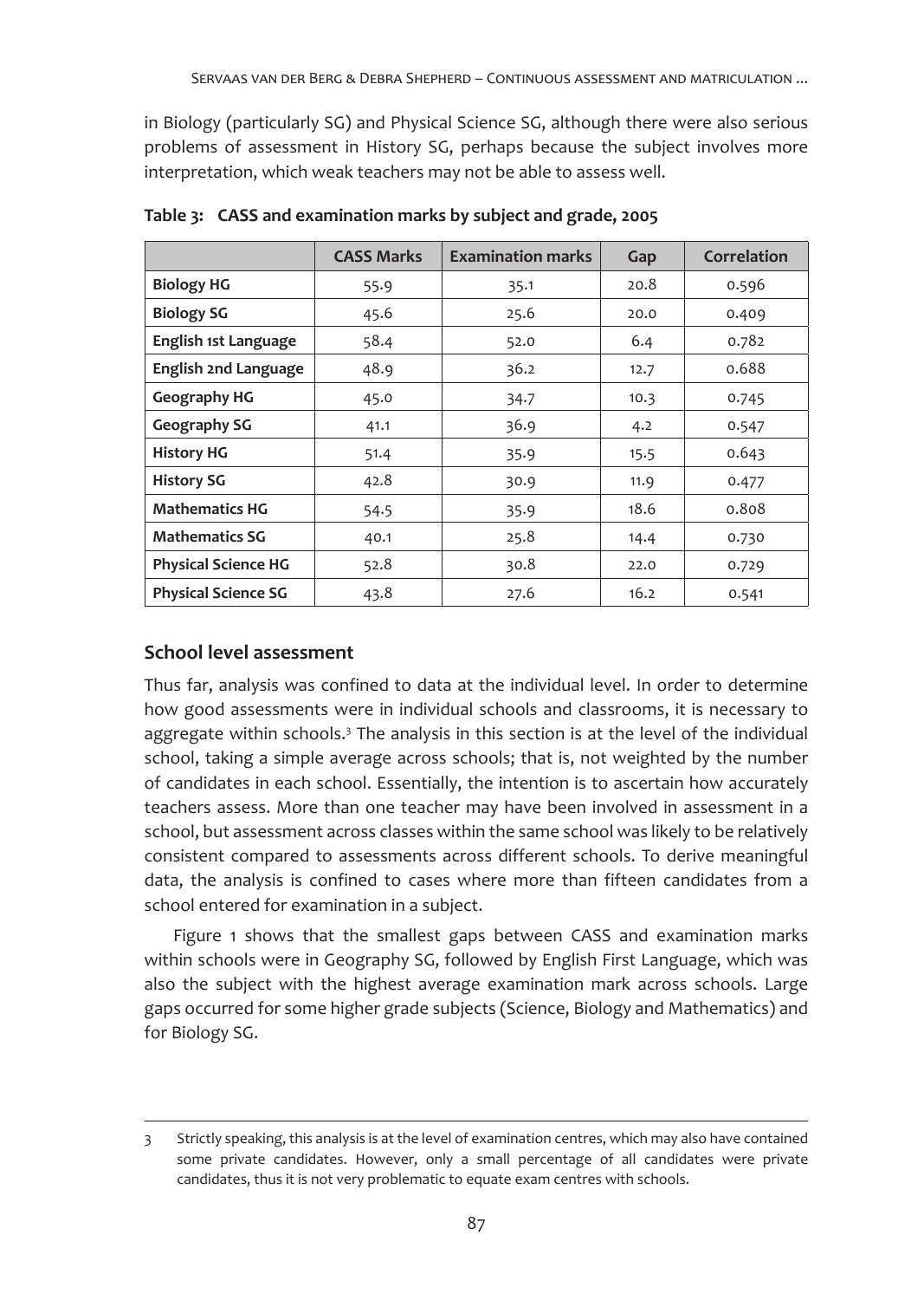in Biology (particularly SG) and Physical Science SG, although there were also serious problems of assessment in History SG, perhaps because the subject involves more interpretation, which weak teachers may not be able to assess well.

**Table 3: CASS and examination marks by subject and grade, 2005**

| | CASS Marks | Examination marks | Gap | Correlation |
|---|---|---|---|---|
| **Biology HG** | 55.9 | 35.1 | 20.8 | 0.596 |
| **Biology SG** | 45.6 | 25.6 | 20.0 | 0.409 |
| **English 1st Language** | 58.4 | 52.0 | 6.4 | 0.782 |
| **English 2nd Language** | 48.9 | 36.2 | 12.7 | 0.688 |
| **Geography HG** | 45.0 | 34.7 | 10.3 | 0.745 |
| **Geography SG** | 41.1 | 36.9 | 4.2 | 0.547 |
| **History HG** | 51.4 | 35.9 | 15.5 | 0.643 |
| **History SG** | 42.8 | 30.9 | 11.9 | 0.477 |
| **Mathematics HG** | 54.5 | 35.9 | 18.6 | 0.808 |
| **Mathematics SG** | 40.1 | 25.8 | 14.4 | 0.730 |
| **Physical Science HG** | 52.8 | 30.8 | 22.0 | 0.729 |
| **Physical Science SG** | 43.8 | 27.6 | 16.2 | 0.541 |

## School level assessment

Thus far, analysis was confined to data at the individual level. In order to determine how good assessments were in individual schools and classrooms, it is necessary to aggregate within schools.[3] The analysis in this section is at the level of the individual school, taking a simple average across schools; that is, not weighted by the number of candidates in each school. Essentially, the intention is to ascertain how accurately teachers assess. More than one teacher may have been involved in assessment in a school, but assessment across classes within the same school was likely to be relatively consistent compared to assessments across different schools. To derive meaningful data, the analysis is confined to cases where more than fifteen candidates from a school entered for examination in a subject.

Figure 1 shows that the smallest gaps between CASS and examination marks within schools were in Geography SG, followed by English First Language, which was also the subject with the highest average examination mark across schools. Large gaps occurred for some higher grade subjects (Science, Biology and Mathematics) and for Biology SG.

---

3 Strictly speaking, this analysis is at the level of examination centres, which may also have contained some private candidates. However, only a small percentage of all candidates were private candidates, thus it is not very problematic to equate exam centres with schools.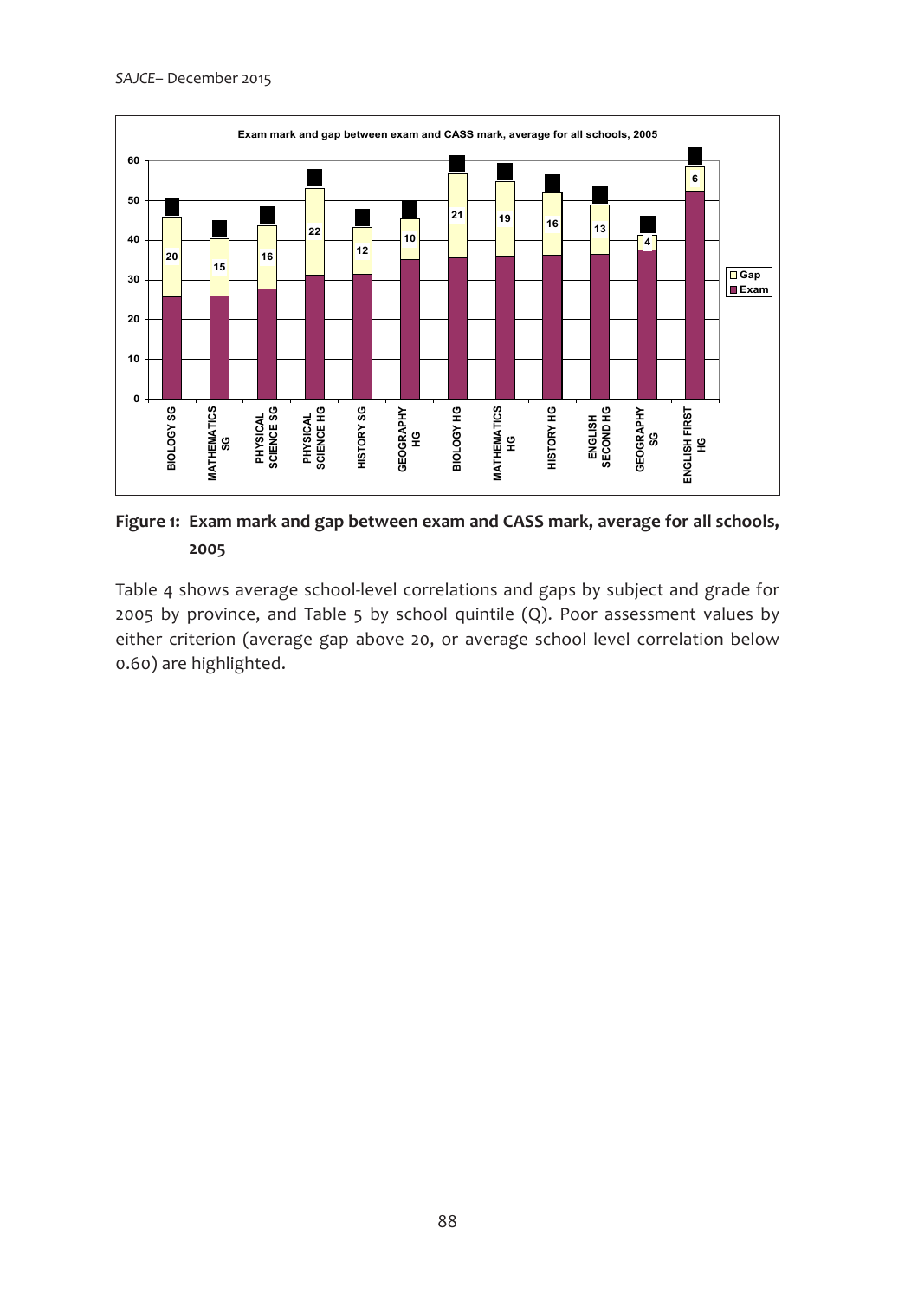**Figure 1: Exam mark and gap between exam and CASS mark, average for all schools, 2005**

Table 4 shows average school-level correlations and gaps by subject and grade for 2005 by province, and Table 5 by school quintile (Q). Poor assessment values by either criterion (average gap above 20, or average school level correlation below 0.60) are highlighted.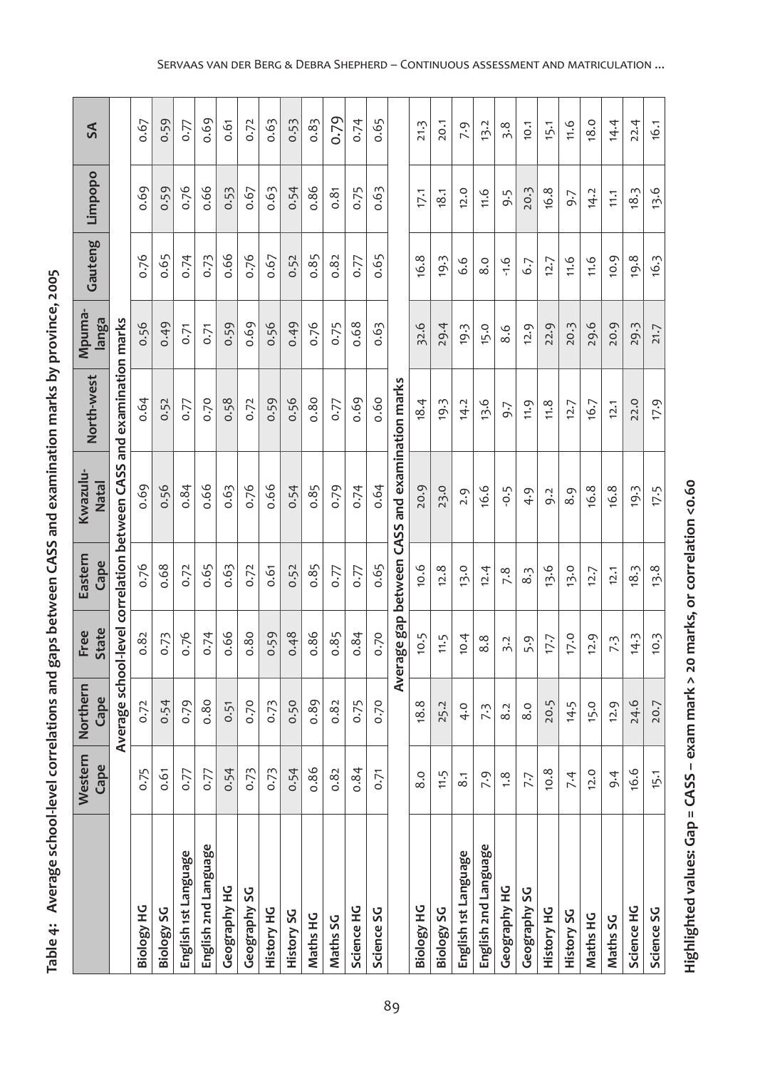**Table 4: Average school-level correlations and gaps between CASS and examination marks by province, 2005**

| | Western Cape | Northern Cape | Free State | Eastern Cape | Kwazulu-Natal | North-west | Mpumalanga | Gauteng | Limpopo | SA |
|---|---|---|---|---|---|---|---|---|---|---|
| **Average school-level correlation between CASS and examination marks** | | | | | | | | | | |
| Biology HG | 0.75 | 0.72 | 0.82 | 0.76 | 0.69 | 0.64 | 0.56 | 0.76 | 0.69 | 0.67 |
| Biology SG | 0.61 | 0.54 | 0.73 | 0.68 | 0.56 | 0.52 | 0.49 | 0.65 | 0.59 | 0.59 |
| English 1st Language | 0.77 | 0.79 | 0.76 | 0.72 | 0.84 | 0.77 | 0.71 | 0.74 | 0.76 | 0.77 |
| English 2nd Language | 0.77 | 0.80 | 0.74 | 0.65 | 0.66 | 0.70 | 0.71 | 0.73 | 0.66 | 0.69 |
| Geography HG | 0.54 | 0.51 | 0.66 | 0.63 | 0.63 | 0.58 | 0.59 | 0.66 | 0.53 | 0.61 |
| Geography SG | 0.73 | 0.70 | 0.80 | 0.72 | 0.76 | 0.72 | 0.69 | 0.76 | 0.67 | 0.72 |
| History HG | 0.73 | 0.73 | 0.59 | 0.61 | 0.66 | 0.59 | 0.56 | 0.67 | 0.63 | 0.63 |
| History SG | 0.54 | 0.50 | 0.48 | 0.52 | 0.54 | 0.56 | 0.49 | 0.52 | 0.54 | 0.53 |
| Maths HG | 0.86 | 0.89 | 0.86 | 0.85 | 0.85 | 0.80 | 0.76 | 0.85 | 0.86 | 0.83 |
| Maths SG | 0.82 | 0.82 | 0.85 | 0.77 | 0.79 | 0.77 | 0.75 | 0.82 | 0.81 | 0.79 |
| Science HG | 0.84 | 0.75 | 0.84 | 0.77 | 0.74 | 0.69 | 0.68 | 0.77 | 0.75 | 0.74 |
| Science SG | 0.71 | 0.70 | 0.70 | 0.65 | 0.64 | 0.60 | 0.63 | 0.65 | 0.63 | 0.65 |
| **Average gap between CASS and examination marks** | | | | | | | | | | |
| Biology HG | 8.0 | 18.8 | 10.5 | 10.6 | 20.9 | 18.4 | 32.6 | 16.8 | 17.1 | 21.3 |
| Biology SG | 11.5 | 25.2 | 11.5 | 12.8 | 23.0 | 19.3 | 29.4 | 19.3 | 18.1 | 20.1 |
| English 1st Language | 8.1 | 4.0 | 10.4 | 13.0 | 2.9 | 14.2 | 19.3 | 6.6 | 12.0 | 7.9 |
| English 2nd Language | 7.9 | 7.3 | 8.8 | 12.4 | 16.6 | 13.6 | 15.0 | 8.0 | 11.6 | 13.2 |
| Geography HG | 1.8 | 8.2 | 3.2 | 7.8 | -0.5 | 9.7 | 8.6 | -1.6 | 9.5 | 3.8 |
| Geography SG | 7.7 | 8.0 | 5.9 | 8.3 | 4.9 | 11.9 | 12.9 | 6.7 | 20.3 | 10.1 |
| History HG | 10.8 | 20.5 | 17.7 | 13.6 | 9.2 | 11.8 | 22.9 | 12.7 | 16.8 | 15.1 |
| History SG | 7.4 | 14.5 | 17.0 | 13.0 | 8.9 | 12.7 | 20.3 | 11.6 | 9.7 | 11.6 |
| Maths HG | 12.0 | 15.0 | 12.9 | 12.7 | 16.8 | 16.7 | 29.6 | 11.6 | 14.2 | 18.0 |
| Maths SG | 9.4 | 12.9 | 7.3 | 12.1 | 16.8 | 12.1 | 20.9 | 10.9 | 11.1 | 14.4 |
| Science HG | 16.6 | 24.6 | 14.3 | 18.3 | 19.3 | 22.0 | 29.3 | 19.8 | 18.3 | 22.4 |
| Science SG | 15.1 | 20.7 | 10.3 | 13.8 | 17.5 | 17.9 | 21.7 | 16.3 | 13.6 | 16.1 |

**Highlighted values: Gap = CASS – exam mark > 20 marks, or correlation <0.60**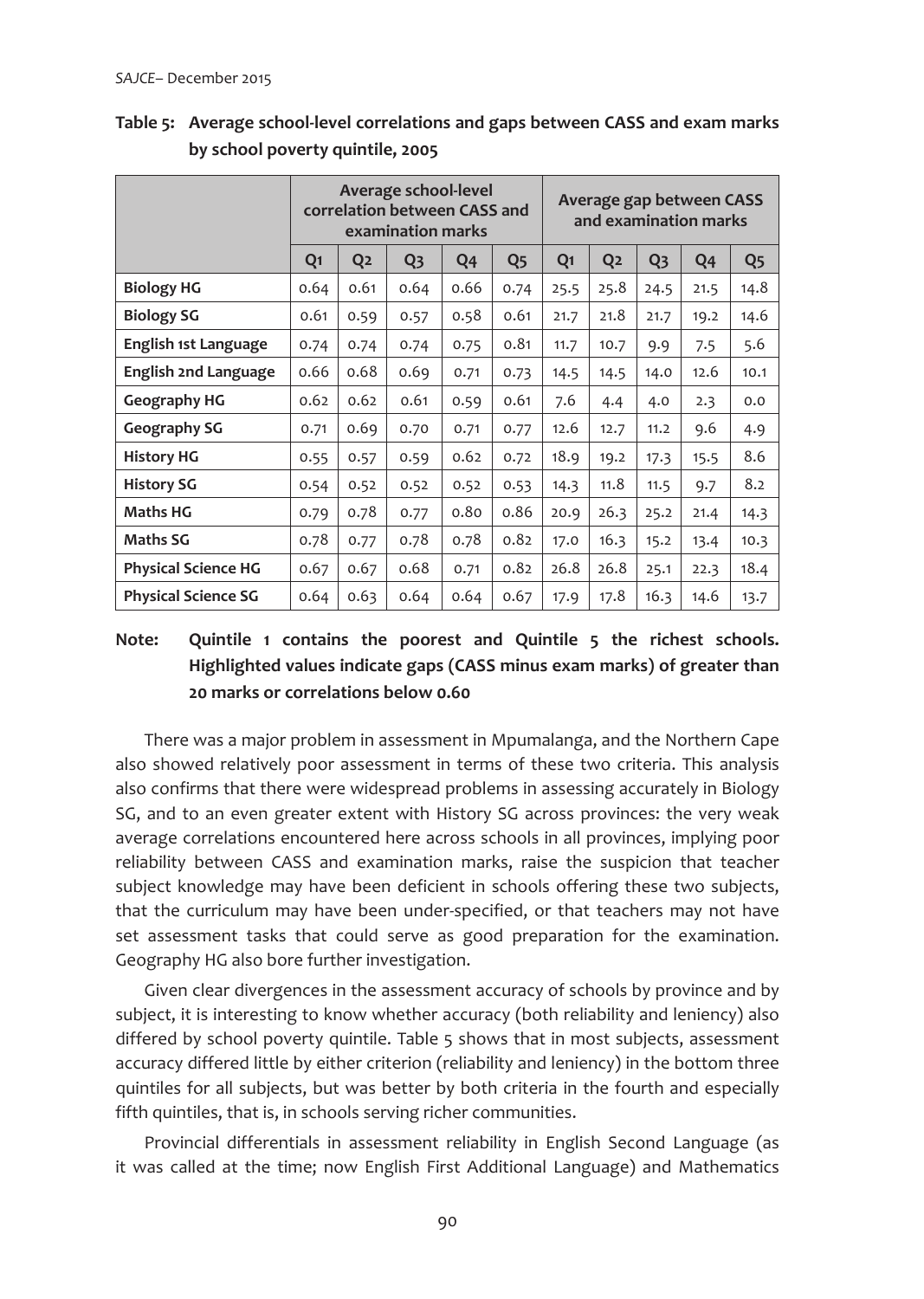**Table 5: Average school-level correlations and gaps between CASS and exam marks by school poverty quintile, 2005**

| | Average school-level correlation between CASS and examination marks | | | | | Average gap between CASS and examination marks | | | | |
|---|---|---|---|---|---|---|---|---|---|---|
| | Q1 | Q2 | Q3 | Q4 | Q5 | Q1 | Q2 | Q3 | Q4 | Q5 |
| **Biology HG** | 0.64 | 0.61 | 0.64 | 0.66 | 0.74 | 25.5 | 25.8 | 24.5 | 21.5 | 14.8 |
| **Biology SG** | 0.61 | 0.59 | 0.57 | 0.58 | 0.61 | 21.7 | 21.8 | 21.7 | 19.2 | 14.6 |
| **English 1st Language** | 0.74 | 0.74 | 0.74 | 0.75 | 0.81 | 11.7 | 10.7 | 9.9 | 7.5 | 5.6 |
| **English 2nd Language** | 0.66 | 0.68 | 0.69 | 0.71 | 0.73 | 14.5 | 14.5 | 14.0 | 12.6 | 10.1 |
| **Geography HG** | 0.62 | 0.62 | 0.61 | 0.59 | 0.61 | 7.6 | 4.4 | 4.0 | 2.3 | 0.0 |
| **Geography SG** | 0.71 | 0.69 | 0.70 | 0.71 | 0.77 | 12.6 | 12.7 | 11.2 | 9.6 | 4.9 |
| **History HG** | 0.55 | 0.57 | 0.59 | 0.62 | 0.72 | 18.9 | 19.2 | 17.3 | 15.5 | 8.6 |
| **History SG** | 0.54 | 0.52 | 0.52 | 0.52 | 0.53 | 14.3 | 11.8 | 11.5 | 9.7 | 8.2 |
| **Maths HG** | 0.79 | 0.78 | 0.77 | 0.80 | 0.86 | 20.9 | 26.3 | 25.2 | 21.4 | 14.3 |
| **Maths SG** | 0.78 | 0.77 | 0.78 | 0.78 | 0.82 | 17.0 | 16.3 | 15.2 | 13.4 | 10.3 |
| **Physical Science HG** | 0.67 | 0.67 | 0.68 | 0.71 | 0.82 | 26.8 | 26.8 | 25.1 | 22.3 | 18.4 |
| **Physical Science SG** | 0.64 | 0.63 | 0.64 | 0.64 | 0.67 | 17.9 | 17.8 | 16.3 | 14.6 | 13.7 |

**Note: Quintile 1 contains the poorest and Quintile 5 the richest schools. Highlighted values indicate gaps (CASS minus exam marks) of greater than 20 marks or correlations below 0.60**

There was a major problem in assessment in Mpumalanga, and the Northern Cape also showed relatively poor assessment in terms of these two criteria. This analysis also confirms that there were widespread problems in assessing accurately in Biology SG, and to an even greater extent with History SG across provinces: the very weak average correlations encountered here across schools in all provinces, implying poor reliability between CASS and examination marks, raise the suspicion that teacher subject knowledge may have been deficient in schools offering these two subjects, that the curriculum may have been under-specified, or that teachers may not have set assessment tasks that could serve as good preparation for the examination. Geography HG also bore further investigation.

Given clear divergences in the assessment accuracy of schools by province and by subject, it is interesting to know whether accuracy (both reliability and leniency) also differed by school poverty quintile. Table 5 shows that in most subjects, assessment accuracy differed little by either criterion (reliability and leniency) in the bottom three quintiles for all subjects, but was better by both criteria in the fourth and especially fifth quintiles, that is, in schools serving richer communities.

Provincial differentials in assessment reliability in English Second Language (as it was called at the time; now English First Additional Language) and Mathematics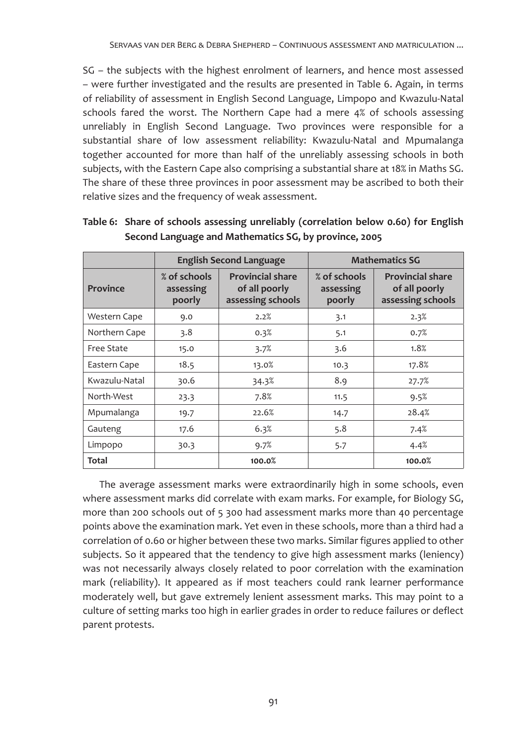SG – the subjects with the highest enrolment of learners, and hence most assessed – were further investigated and the results are presented in Table 6. Again, in terms of reliability of assessment in English Second Language, Limpopo and Kwazulu-Natal schools fared the worst. The Northern Cape had a mere 4% of schools assessing unreliably in English Second Language. Two provinces were responsible for a substantial share of low assessment reliability: Kwazulu-Natal and Mpumalanga together accounted for more than half of the unreliably assessing schools in both subjects, with the Eastern Cape also comprising a substantial share at 18% in Maths SG. The share of these three provinces in poor assessment may be ascribed to both their relative sizes and the frequency of weak assessment.

**Table 6: Share of schools assessing unreliably (correlation below 0.60) for English Second Language and Mathematics SG, by province, 2005**

| | English Second Language | | Mathematics SG | |
|---|---|---|---|---|
| **Province** | **% of schools assessing poorly** | **Provincial share of all poorly assessing schools** | **% of schools assessing poorly** | **Provincial share of all poorly assessing schools** |
| Western Cape | 9.0 | 2.2% | 3.1 | 2.3% |
| Northern Cape | 3.8 | 0.3% | 5.1 | 0.7% |
| Free State | 15.0 | 3.7% | 3.6 | 1.8% |
| Eastern Cape | 18.5 | 13.0% | 10.3 | 17.8% |
| Kwazulu-Natal | 30.6 | 34.3% | 8.9 | 27.7% |
| North-West | 23.3 | 7.8% | 11.5 | 9.5% |
| Mpumalanga | 19.7 | 22.6% | 14.7 | 28.4% |
| Gauteng | 17.6 | 6.3% | 5.8 | 7.4% |
| Limpopo | 30.3 | 9.7% | 5.7 | 4.4% |
| **Total** | | **100.0%** | | **100.0%** |

The average assessment marks were extraordinarily high in some schools, even where assessment marks did correlate with exam marks. For example, for Biology SG, more than 200 schools out of 5 300 had assessment marks more than 40 percentage points above the examination mark. Yet even in these schools, more than a third had a correlation of 0.60 or higher between these two marks. Similar figures applied to other subjects. So it appeared that the tendency to give high assessment marks (leniency) was not necessarily always closely related to poor correlation with the examination mark (reliability). It appeared as if most teachers could rank learner performance moderately well, but gave extremely lenient assessment marks. This may point to a culture of setting marks too high in earlier grades in order to reduce failures or deflect parent protests.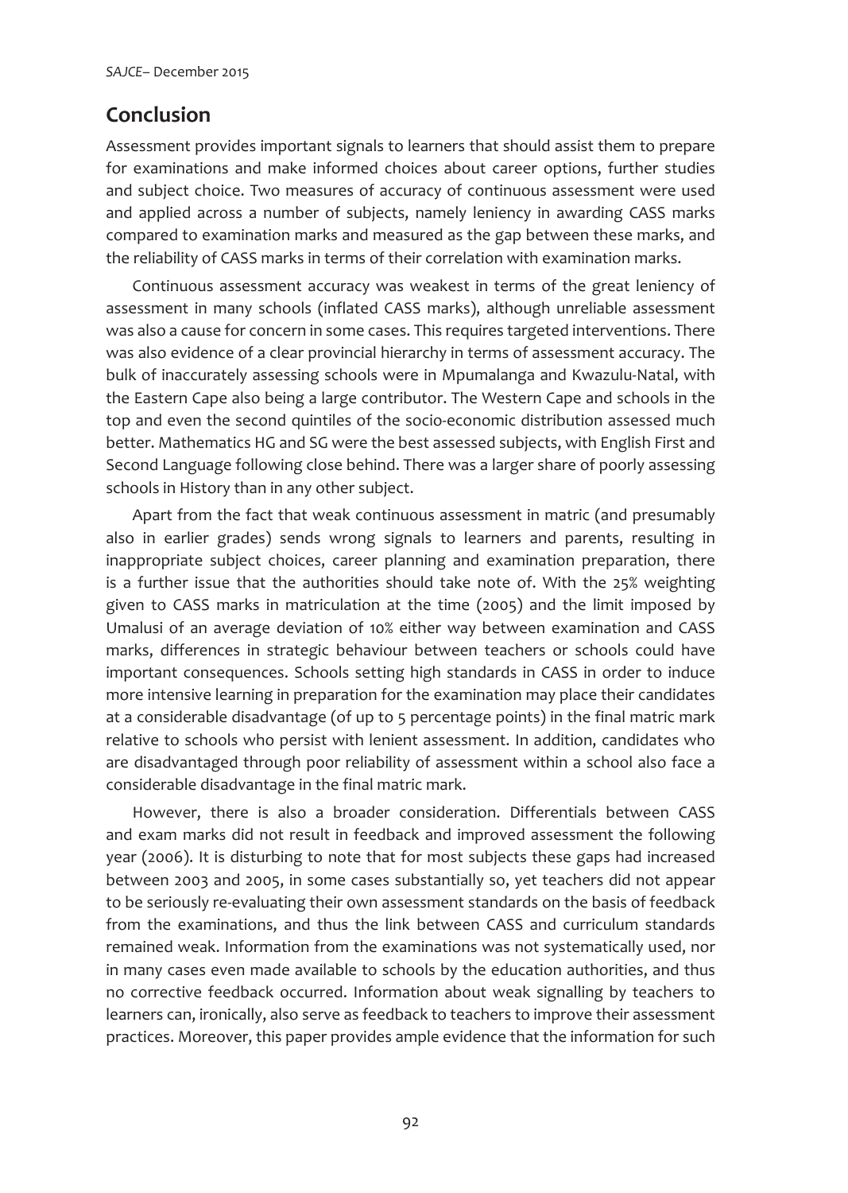## Conclusion

Assessment provides important signals to learners that should assist them to prepare for examinations and make informed choices about career options, further studies and subject choice. Two measures of accuracy of continuous assessment were used and applied across a number of subjects, namely leniency in awarding CASS marks compared to examination marks and measured as the gap between these marks, and the reliability of CASS marks in terms of their correlation with examination marks.

Continuous assessment accuracy was weakest in terms of the great leniency of assessment in many schools (inflated CASS marks), although unreliable assessment was also a cause for concern in some cases. This requires targeted interventions. There was also evidence of a clear provincial hierarchy in terms of assessment accuracy. The bulk of inaccurately assessing schools were in Mpumalanga and Kwazulu-Natal, with the Eastern Cape also being a large contributor. The Western Cape and schools in the top and even the second quintiles of the socio-economic distribution assessed much better. Mathematics HG and SG were the best assessed subjects, with English First and Second Language following close behind. There was a larger share of poorly assessing schools in History than in any other subject.

Apart from the fact that weak continuous assessment in matric (and presumably also in earlier grades) sends wrong signals to learners and parents, resulting in inappropriate subject choices, career planning and examination preparation, there is a further issue that the authorities should take note of. With the 25% weighting given to CASS marks in matriculation at the time (2005) and the limit imposed by Umalusi of an average deviation of 10% either way between examination and CASS marks, differences in strategic behaviour between teachers or schools could have important consequences. Schools setting high standards in CASS in order to induce more intensive learning in preparation for the examination may place their candidates at a considerable disadvantage (of up to 5 percentage points) in the final matric mark relative to schools who persist with lenient assessment. In addition, candidates who are disadvantaged through poor reliability of assessment within a school also face a considerable disadvantage in the final matric mark.

However, there is also a broader consideration. Differentials between CASS and exam marks did not result in feedback and improved assessment the following year (2006). It is disturbing to note that for most subjects these gaps had increased between 2003 and 2005, in some cases substantially so, yet teachers did not appear to be seriously re-evaluating their own assessment standards on the basis of feedback from the examinations, and thus the link between CASS and curriculum standards remained weak. Information from the examinations was not systematically used, nor in many cases even made available to schools by the education authorities, and thus no corrective feedback occurred. Information about weak signalling by teachers to learners can, ironically, also serve as feedback to teachers to improve their assessment practices. Moreover, this paper provides ample evidence that the information for such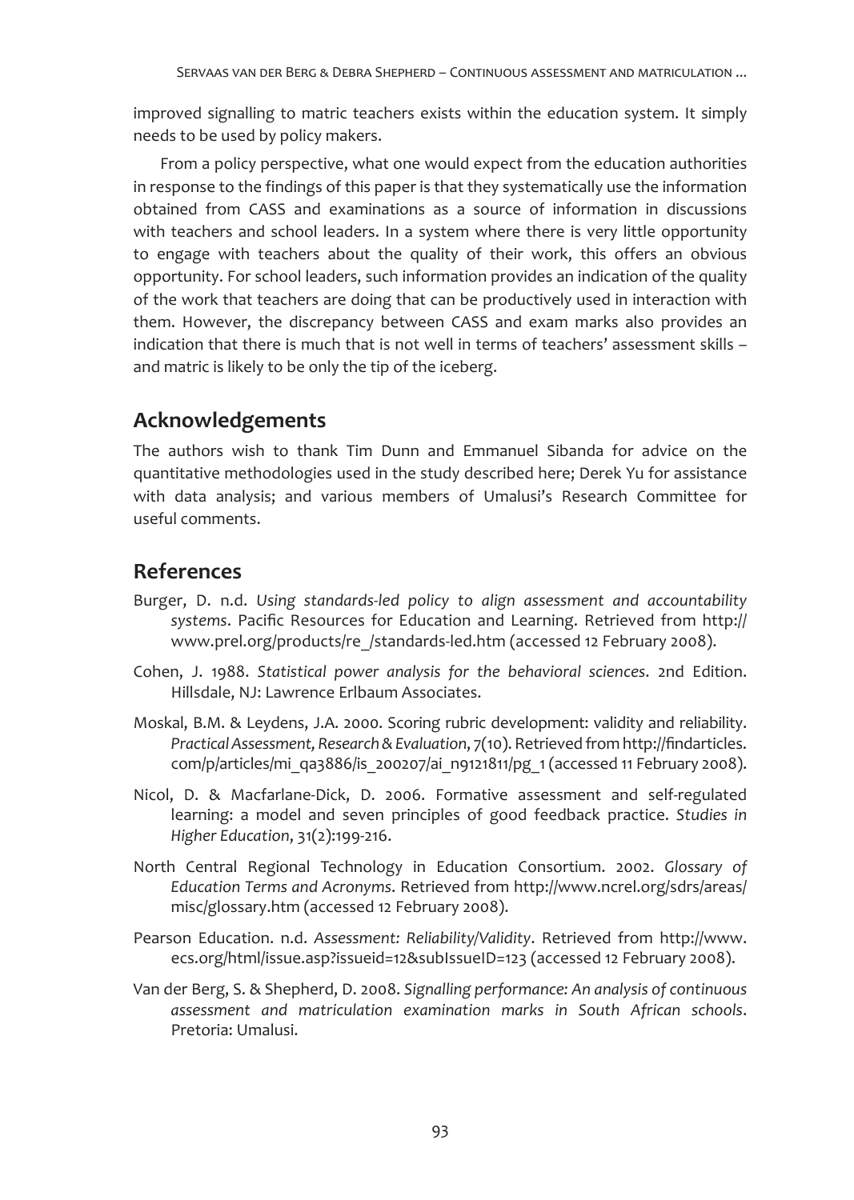improved signalling to matric teachers exists within the education system. It simply needs to be used by policy makers.

From a policy perspective, what one would expect from the education authorities in response to the findings of this paper is that they systematically use the information obtained from CASS and examinations as a source of information in discussions with teachers and school leaders. In a system where there is very little opportunity to engage with teachers about the quality of their work, this offers an obvious opportunity. For school leaders, such information provides an indication of the quality of the work that teachers are doing that can be productively used in interaction with them. However, the discrepancy between CASS and exam marks also provides an indication that there is much that is not well in terms of teachers' assessment skills – and matric is likely to be only the tip of the iceberg.

## Acknowledgements

The authors wish to thank Tim Dunn and Emmanuel Sibanda for advice on the quantitative methodologies used in the study described here; Derek Yu for assistance with data analysis; and various members of Umalusi's Research Committee for useful comments.

## References

Burger, D. n.d. *Using standards-led policy to align assessment and accountability systems*. Pacific Resources for Education and Learning. Retrieved from http://www.prel.org/products/re_/standards-led.htm (accessed 12 February 2008).

Cohen, J. 1988. *Statistical power analysis for the behavioral sciences*. 2nd Edition. Hillsdale, NJ: Lawrence Erlbaum Associates.

Moskal, B.M. & Leydens, J.A. 2000. Scoring rubric development: validity and reliability. *Practical Assessment, Research & Evaluation*, 7(10). Retrieved from http://findarticles.com/p/articles/mi_qa3886/is_200207/ai_n9121811/pg_1 (accessed 11 February 2008).

Nicol, D. & Macfarlane-Dick, D. 2006. Formative assessment and self-regulated learning: a model and seven principles of good feedback practice. *Studies in Higher Education*, 31(2):199-216.

North Central Regional Technology in Education Consortium. 2002. *Glossary of Education Terms and Acronyms*. Retrieved from http://www.ncrel.org/sdrs/areas/misc/glossary.htm (accessed 12 February 2008).

Pearson Education. n.d. *Assessment: Reliability/Validity*. Retrieved from http://www.ecs.org/html/issue.asp?issueid=12&subIssueID=123 (accessed 12 February 2008).

Van der Berg, S. & Shepherd, D. 2008. *Signalling performance: An analysis of continuous assessment and matriculation examination marks in South African schools*. Pretoria: Umalusi.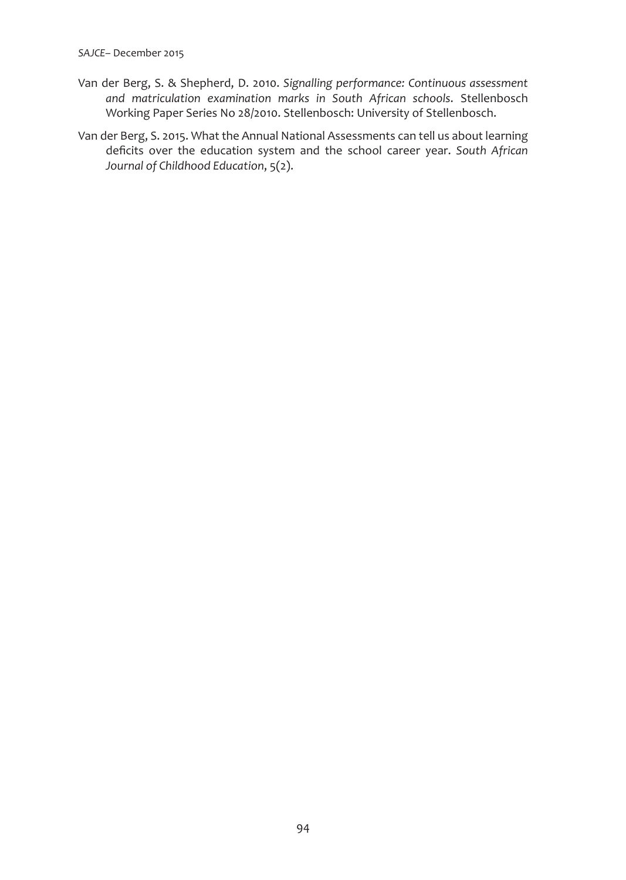Van der Berg, S. & Shepherd, D. 2010. *Signalling performance: Continuous assessment and matriculation examination marks in South African schools*. Stellenbosch Working Paper Series No 28/2010. Stellenbosch: University of Stellenbosch.

Van der Berg, S. 2015. What the Annual National Assessments can tell us about learning deficits over the education system and the school career year. *South African Journal of Childhood Education*, 5(2).